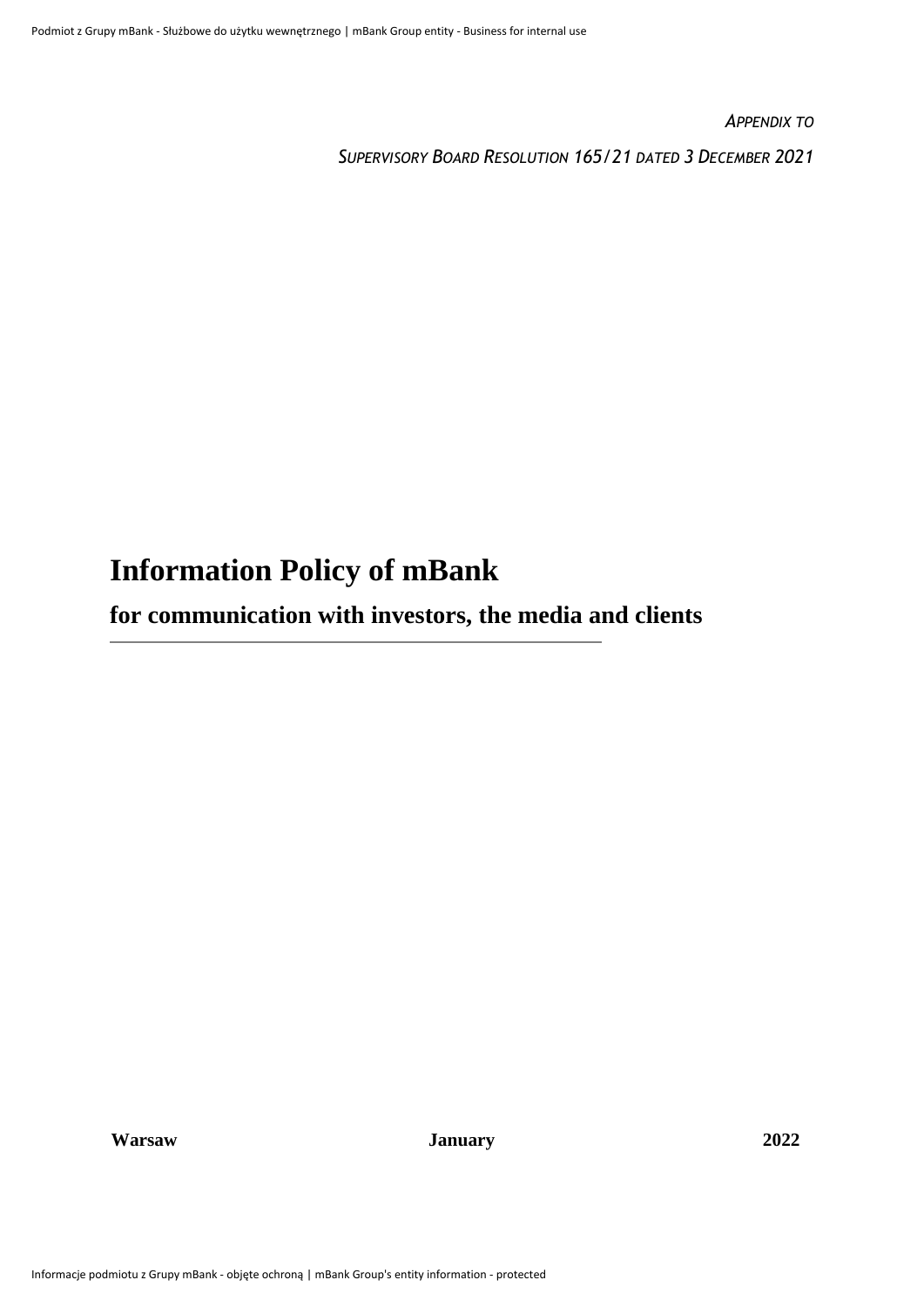*APPENDIX TO*

*SUPERVISORY BOARD RESOLUTION 165/21 DATED 3 DECEMBER 2021*

# Information Policy of mBank

## for communication with investors, the media and clients

**Warsaw** **January** **2022**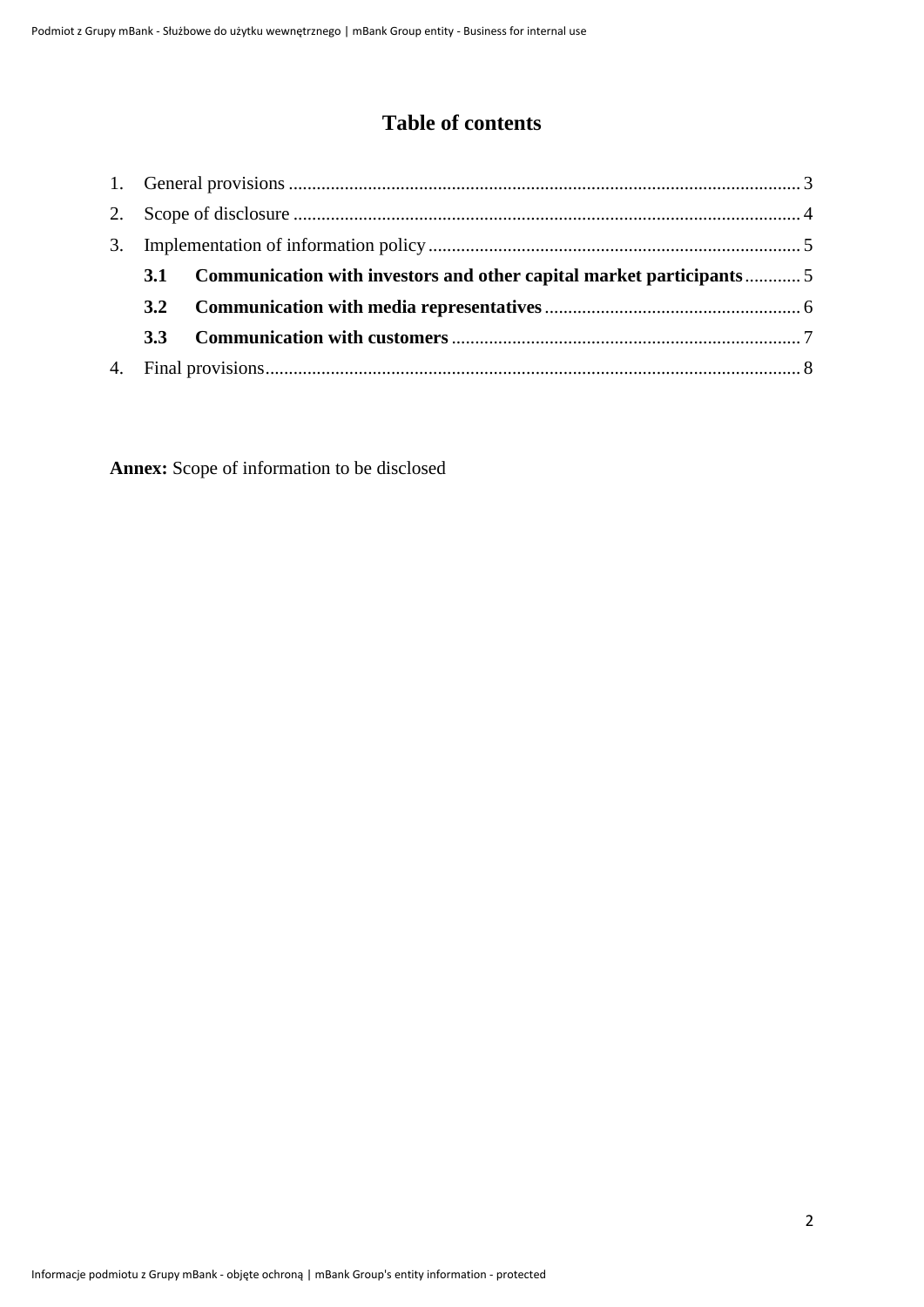# Table of contents

1. General provisions ............................................................................................................. 3
2. Scope of disclosure ............................................................................................................ 4
3. Implementation of information policy ................................................................................ 5
   - **3.1 Communication with investors and other capital market participants** ............ 5
   - **3.2 Communication with media representatives** ....................................................... 6
   - **3.3 Communication with customers** ........................................................................... 7
4. Final provisions.................................................................................................................. 8

**Annex:** Scope of information to be disclosed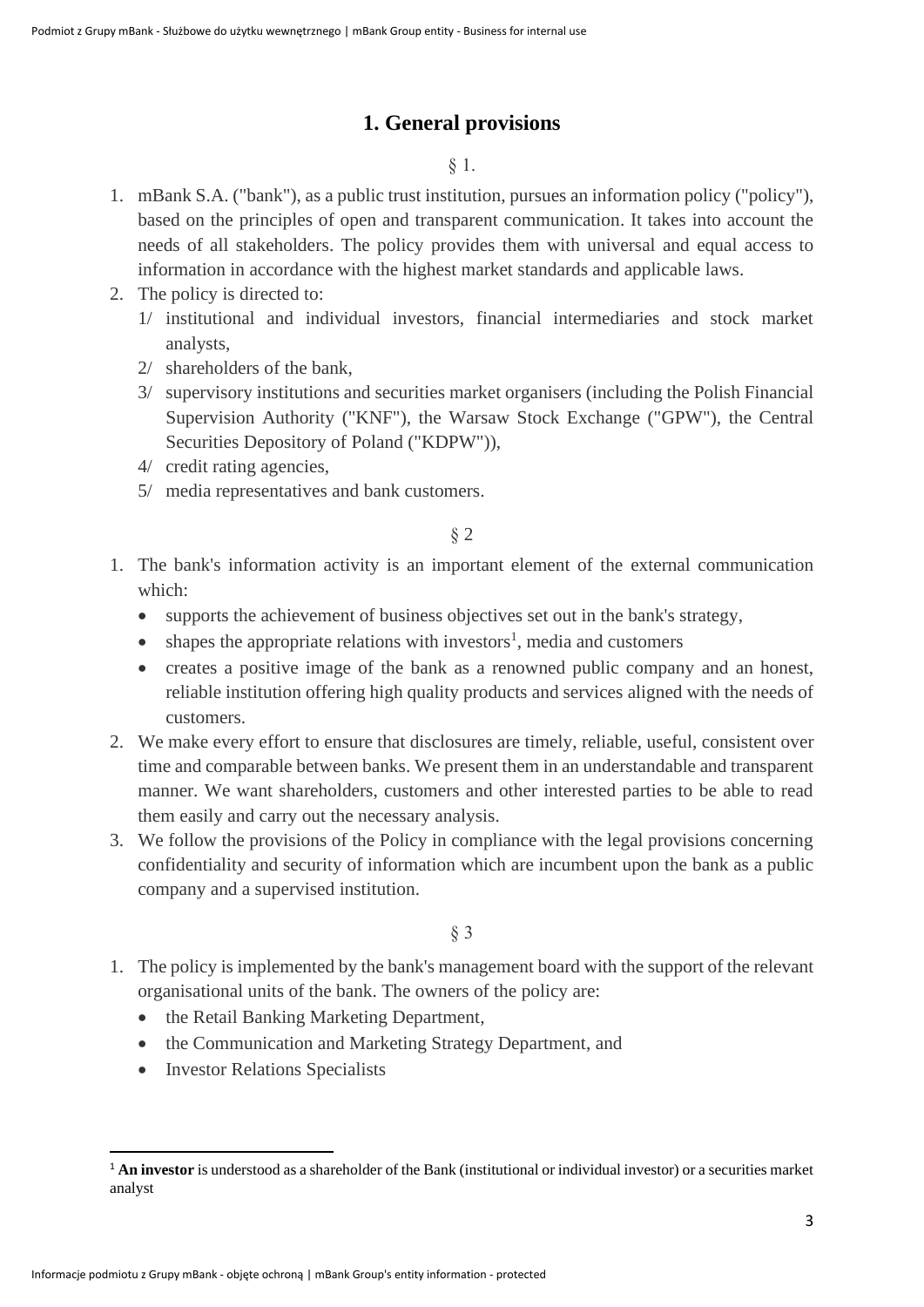# 1. General provisions

§ 1.

1. mBank S.A. ("bank"), as a public trust institution, pursues an information policy ("policy"), based on the principles of open and transparent communication. It takes into account the needs of all stakeholders. The policy provides them with universal and equal access to information in accordance with the highest market standards and applicable laws.
2. The policy is directed to:
   1/ institutional and individual investors, financial intermediaries and stock market analysts,
   2/ shareholders of the bank,
   3/ supervisory institutions and securities market organisers (including the Polish Financial Supervision Authority ("KNF"), the Warsaw Stock Exchange ("GPW"), the Central Securities Depository of Poland ("KDPW")),
   4/ credit rating agencies,
   5/ media representatives and bank customers.

§ 2

1. The bank's information activity is an important element of the external communication which:
   - supports the achievement of business objectives set out in the bank's strategy,
   - shapes the appropriate relations with investors[1], media and customers
   - creates a positive image of the bank as a renowned public company and an honest, reliable institution offering high quality products and services aligned with the needs of customers.
2. We make every effort to ensure that disclosures are timely, reliable, useful, consistent over time and comparable between banks. We present them in an understandable and transparent manner. We want shareholders, customers and other interested parties to be able to read them easily and carry out the necessary analysis.
3. We follow the provisions of the Policy in compliance with the legal provisions concerning confidentiality and security of information which are incumbent upon the bank as a public company and a supervised institution.

§ 3

1. The policy is implemented by the bank's management board with the support of the relevant organisational units of the bank. The owners of the policy are:
   - the Retail Banking Marketing Department,
   - the Communication and Marketing Strategy Department, and
   - Investor Relations Specialists

---

[1] **An investor** is understood as a shareholder of the Bank (institutional or individual investor) or a securities market analyst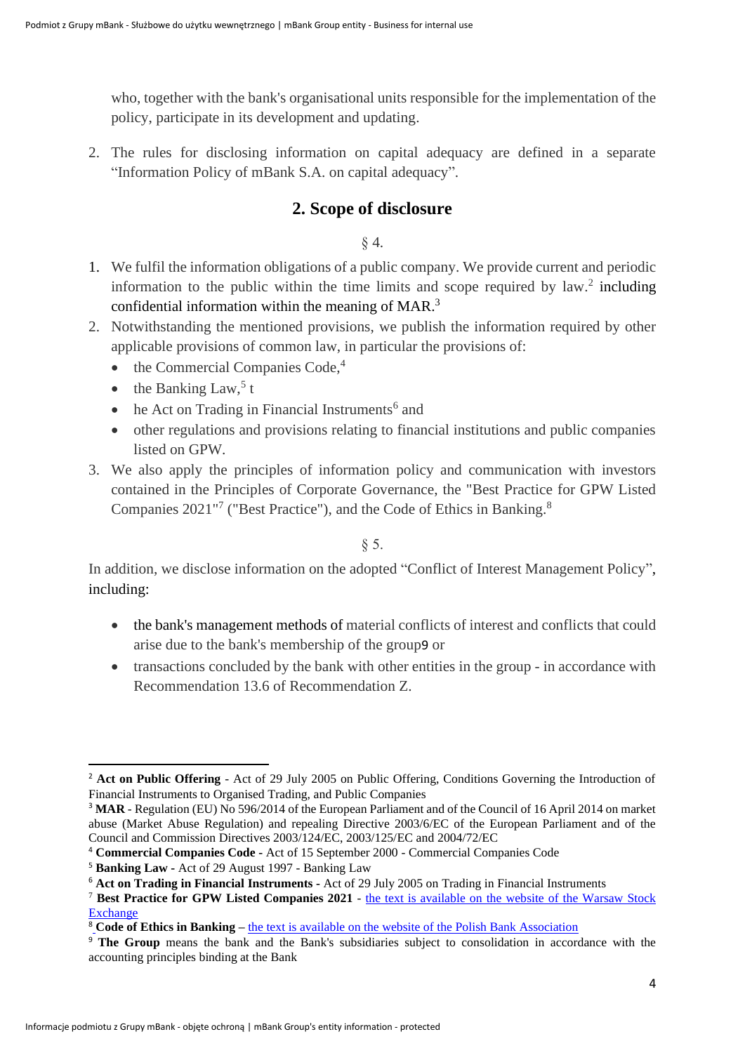who, together with the bank's organisational units responsible for the implementation of the policy, participate in its development and updating.

2. The rules for disclosing information on capital adequacy are defined in a separate "Information Policy of mBank S.A. on capital adequacy".

## 2. Scope of disclosure

§ 4.

1. We fulfil the information obligations of a public company. We provide current and periodic information to the public within the time limits and scope required by law.[2] including confidential information within the meaning of MAR.[3]
2. Notwithstanding the mentioned provisions, we publish the information required by other applicable provisions of common law, in particular the provisions of:
   - the Commercial Companies Code,[4]
   - the Banking Law,[5] t
   - he Act on Trading in Financial Instruments[6] and
   - other regulations and provisions relating to financial institutions and public companies listed on GPW.
3. We also apply the principles of information policy and communication with investors contained in the Principles of Corporate Governance, the "Best Practice for GPW Listed Companies 2021"[7] ("Best Practice"), and the Code of Ethics in Banking.[8]

§ 5.

In addition, we disclose information on the adopted "Conflict of Interest Management Policy", including:

- the bank's management methods of material conflicts of interest and conflicts that could arise due to the bank's membership of the group9 or
- transactions concluded by the bank with other entities in the group - in accordance with Recommendation 13.6 of Recommendation Z.

---

[2] **Act on Public Offering** - Act of 29 July 2005 on Public Offering, Conditions Governing the Introduction of Financial Instruments to Organised Trading, and Public Companies

[3] **MAR** - Regulation (EU) No 596/2014 of the European Parliament and of the Council of 16 April 2014 on market abuse (Market Abuse Regulation) and repealing Directive 2003/6/EC of the European Parliament and of the Council and Commission Directives 2003/124/EC, 2003/125/EC and 2004/72/EC

[4] **Commercial Companies Code** - Act of 15 September 2000 - Commercial Companies Code

[5] **Banking Law** - Act of 29 August 1997 - Banking Law

[6] **Act on Trading in Financial Instruments** - Act of 29 July 2005 on Trading in Financial Instruments

[7] **Best Practice for GPW Listed Companies 2021** - the text is available on the website of the Warsaw Stock Exchange

[8] **Code of Ethics in Banking** – the text is available on the website of the Polish Bank Association

[9] **The Group** means the bank and the Bank's subsidiaries subject to consolidation in accordance with the accounting principles binding at the Bank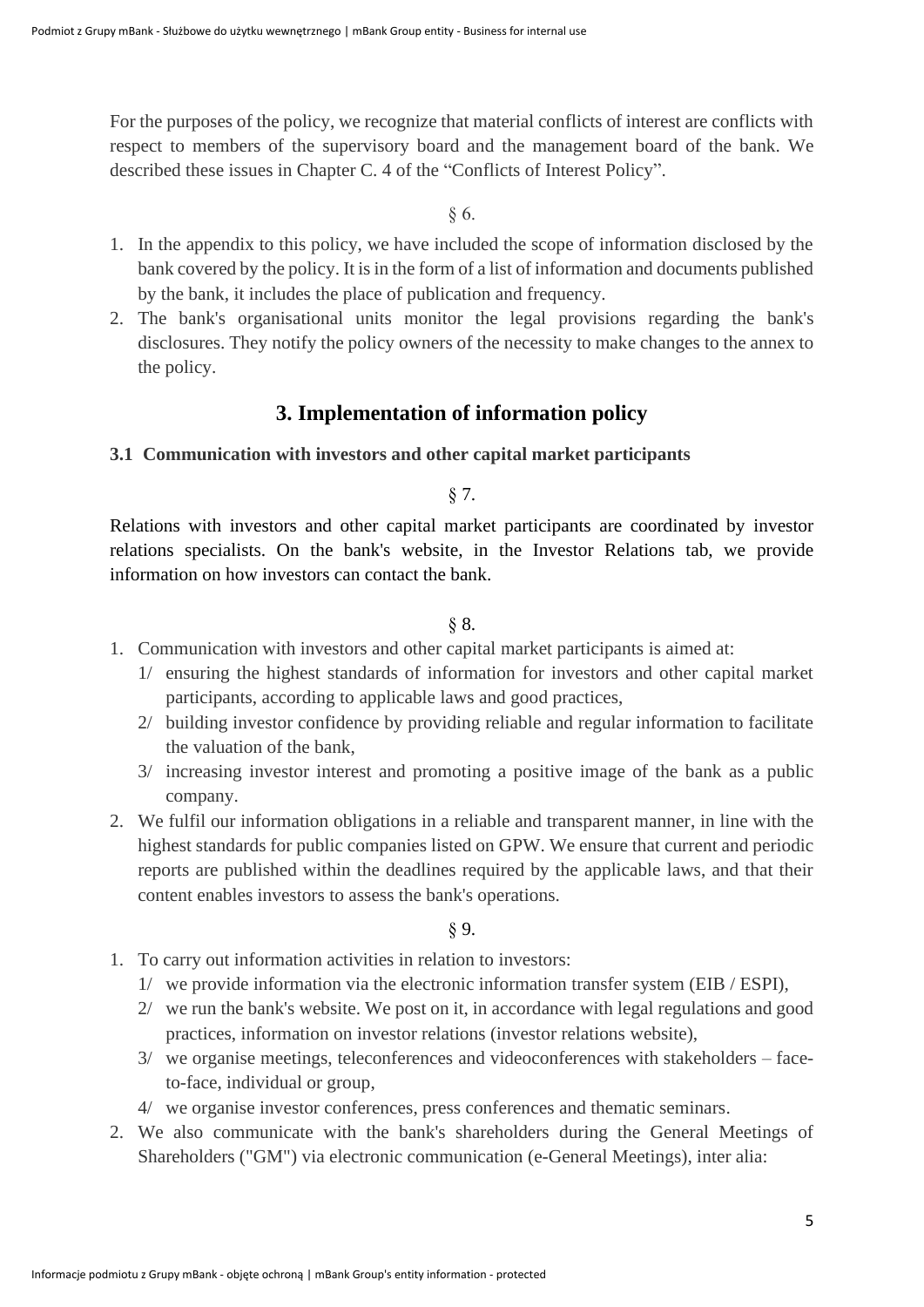For the purposes of the policy, we recognize that material conflicts of interest are conflicts with respect to members of the supervisory board and the management board of the bank. We described these issues in Chapter C. 4 of the “Conflicts of Interest Policy”.

§ 6.

1. In the appendix to this policy, we have included the scope of information disclosed by the bank covered by the policy. It is in the form of a list of information and documents published by the bank, it includes the place of publication and frequency.
2. The bank's organisational units monitor the legal provisions regarding the bank's disclosures. They notify the policy owners of the necessity to make changes to the annex to the policy.

## 3. Implementation of information policy

### 3.1 Communication with investors and other capital market participants

§ 7.

Relations with investors and other capital market participants are coordinated by investor relations specialists. On the bank's website, in the Investor Relations tab, we provide information on how investors can contact the bank.

§ 8.

1. Communication with investors and other capital market participants is aimed at:
   1/ ensuring the highest standards of information for investors and other capital market participants, according to applicable laws and good practices,
   2/ building investor confidence by providing reliable and regular information to facilitate the valuation of the bank,
   3/ increasing investor interest and promoting a positive image of the bank as a public company.
2. We fulfil our information obligations in a reliable and transparent manner, in line with the highest standards for public companies listed on GPW. We ensure that current and periodic reports are published within the deadlines required by the applicable laws, and that their content enables investors to assess the bank's operations.

§ 9.

1. To carry out information activities in relation to investors:
   1/ we provide information via the electronic information transfer system (EIB / ESPI),
   2/ we run the bank's website. We post on it, in accordance with legal regulations and good practices, information on investor relations (investor relations website),
   3/ we organise meetings, teleconferences and videoconferences with stakeholders – face-to-face, individual or group,
   4/ we organise investor conferences, press conferences and thematic seminars.
2. We also communicate with the bank's shareholders during the General Meetings of Shareholders ("GM") via electronic communication (e-General Meetings), inter alia: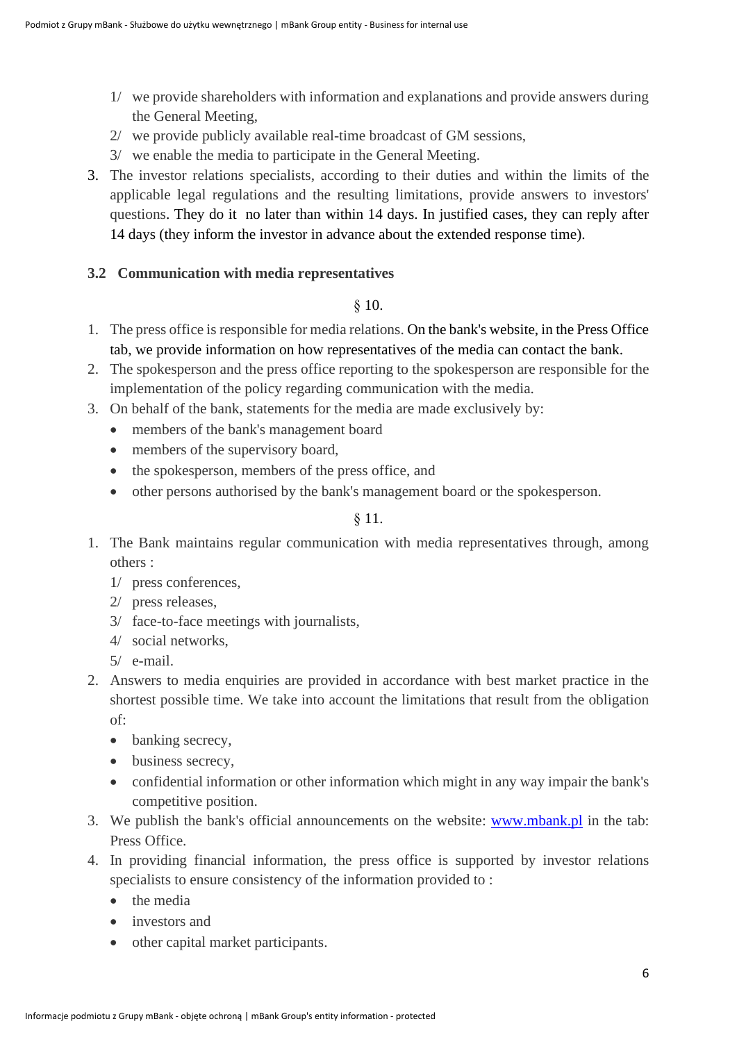1/ we provide shareholders with information and explanations and provide answers during the General Meeting,
2/ we provide publicly available real-time broadcast of GM sessions,
3/ we enable the media to participate in the General Meeting.

3. The investor relations specialists, according to their duties and within the limits of the applicable legal regulations and the resulting limitations, provide answers to investors' questions. They do it no later than within 14 days. In justified cases, they can reply after 14 days (they inform the investor in advance about the extended response time).

### 3.2 Communication with media representatives

§ 10.

1. The press office is responsible for media relations. On the bank's website, in the Press Office tab, we provide information on how representatives of the media can contact the bank.
2. The spokesperson and the press office reporting to the spokesperson are responsible for the implementation of the policy regarding communication with the media.
3. On behalf of the bank, statements for the media are made exclusively by:
   - members of the bank's management board
   - members of the supervisory board,
   - the spokesperson, members of the press office, and
   - other persons authorised by the bank's management board or the spokesperson.

§ 11.

1. The Bank maintains regular communication with media representatives through, among others :
   1/ press conferences,
   2/ press releases,
   3/ face-to-face meetings with journalists,
   4/ social networks,
   5/ e-mail.
2. Answers to media enquiries are provided in accordance with best market practice in the shortest possible time. We take into account the limitations that result from the obligation of:
   - banking secrecy,
   - business secrecy,
   - confidential information or other information which might in any way impair the bank's competitive position.
3. We publish the bank's official announcements on the website: www.mbank.pl in the tab: Press Office.
4. In providing financial information, the press office is supported by investor relations specialists to ensure consistency of the information provided to :
   - the media
   - investors and
   - other capital market participants.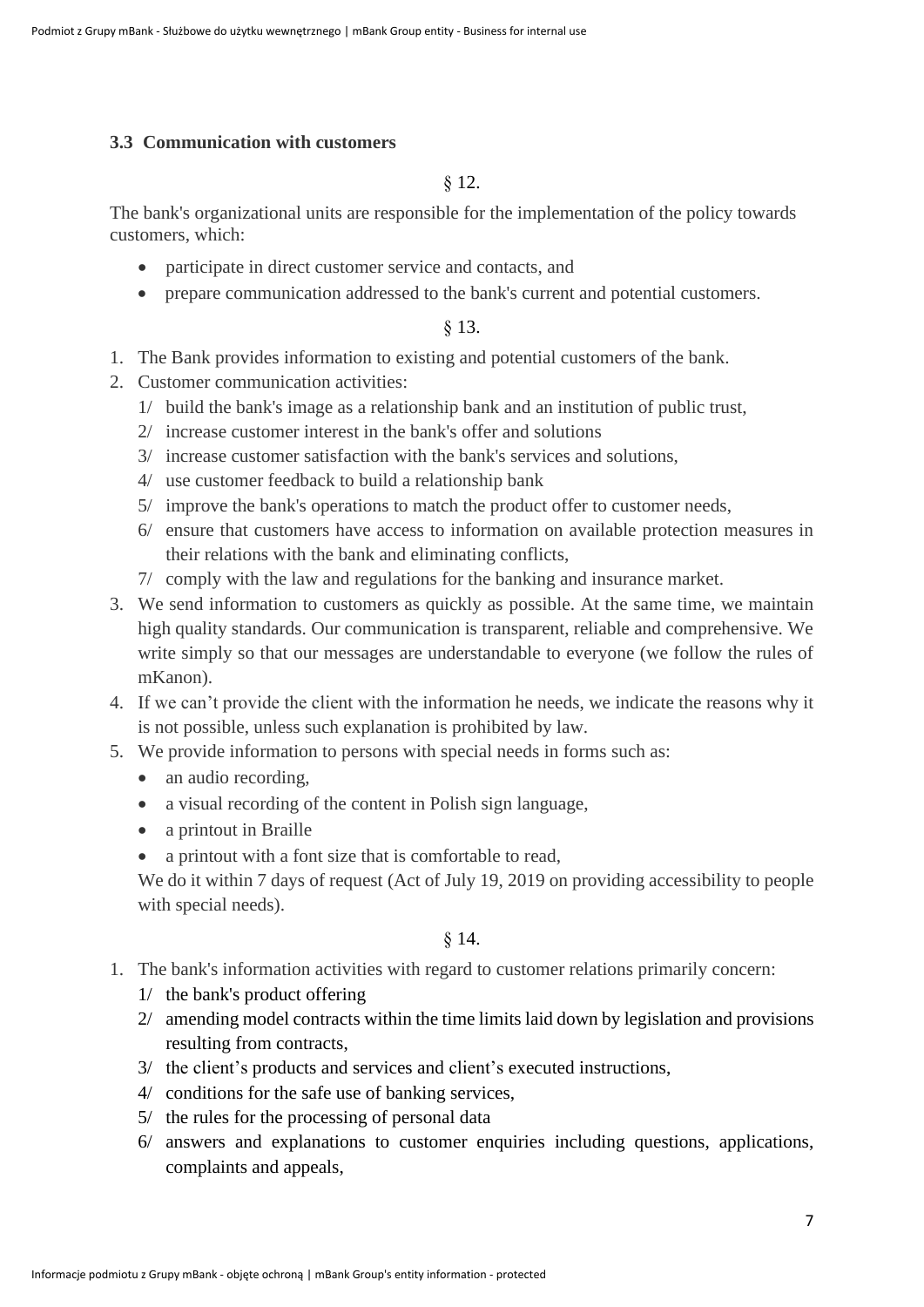### 3.3 Communication with customers

§ 12.

The bank's organizational units are responsible for the implementation of the policy towards customers, which:

- participate in direct customer service and contacts, and
- prepare communication addressed to the bank's current and potential customers.

§ 13.

1. The Bank provides information to existing and potential customers of the bank.
2. Customer communication activities:
   1/ build the bank's image as a relationship bank and an institution of public trust,
   2/ increase customer interest in the bank's offer and solutions
   3/ increase customer satisfaction with the bank's services and solutions,
   4/ use customer feedback to build a relationship bank
   5/ improve the bank's operations to match the product offer to customer needs,
   6/ ensure that customers have access to information on available protection measures in their relations with the bank and eliminating conflicts,
   7/ comply with the law and regulations for the banking and insurance market.
3. We send information to customers as quickly as possible. At the same time, we maintain high quality standards. Our communication is transparent, reliable and comprehensive. We write simply so that our messages are understandable to everyone (we follow the rules of mKanon).
4. If we can't provide the client with the information he needs, we indicate the reasons why it is not possible, unless such explanation is prohibited by law.
5. We provide information to persons with special needs in forms such as:
   - an audio recording,
   - a visual recording of the content in Polish sign language,
   - a printout in Braille
   - a printout with a font size that is comfortable to read,

   We do it within 7 days of request (Act of July 19, 2019 on providing accessibility to people with special needs).

§ 14.

1. The bank's information activities with regard to customer relations primarily concern:
   1/ the bank's product offering
   2/ amending model contracts within the time limits laid down by legislation and provisions resulting from contracts,
   3/ the client's products and services and client's executed instructions,
   4/ conditions for the safe use of banking services,
   5/ the rules for the processing of personal data
   6/ answers and explanations to customer enquiries including questions, applications, complaints and appeals,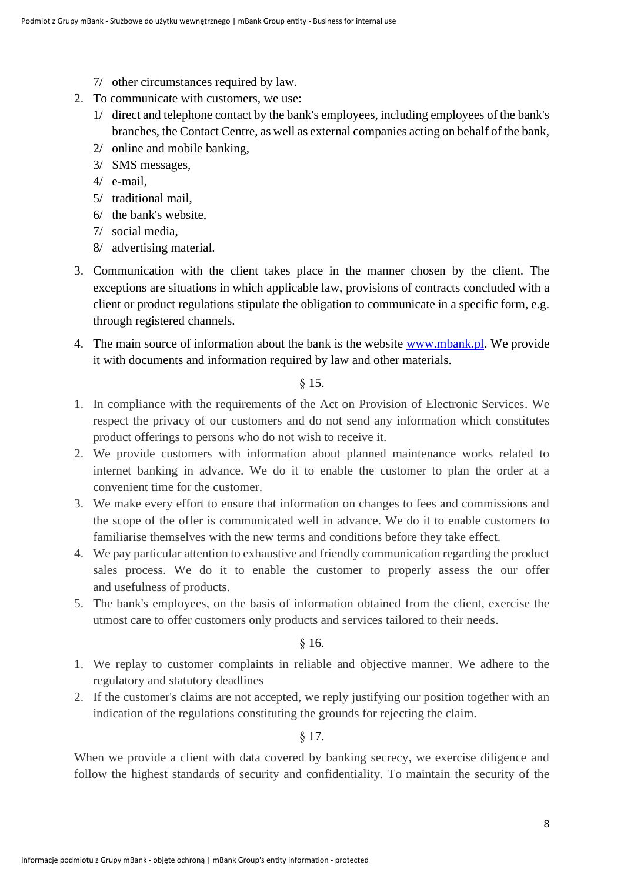7/ other circumstances required by law.

2. To communicate with customers, we use:
   1/ direct and telephone contact by the bank's employees, including employees of the bank's branches, the Contact Centre, as well as external companies acting on behalf of the bank,
   2/ online and mobile banking,
   3/ SMS messages,
   4/ e-mail,
   5/ traditional mail,
   6/ the bank's website,
   7/ social media,
   8/ advertising material.
3. Communication with the client takes place in the manner chosen by the client. The exceptions are situations in which applicable law, provisions of contracts concluded with a client or product regulations stipulate the obligation to communicate in a specific form, e.g. through registered channels.
4. The main source of information about the bank is the website [www.mbank.pl](http://www.mbank.pl). We provide it with documents and information required by law and other materials.

§ 15.

1. In compliance with the requirements of the Act on Provision of Electronic Services. We respect the privacy of our customers and do not send any information which constitutes product offerings to persons who do not wish to receive it.
2. We provide customers with information about planned maintenance works related to internet banking in advance. We do it to enable the customer to plan the order at a convenient time for the customer.
3. We make every effort to ensure that information on changes to fees and commissions and the scope of the offer is communicated well in advance. We do it to enable customers to familiarise themselves with the new terms and conditions before they take effect.
4. We pay particular attention to exhaustive and friendly communication regarding the product sales process. We do it to enable the customer to properly assess the our offer and usefulness of products.
5. The bank's employees, on the basis of information obtained from the client, exercise the utmost care to offer customers only products and services tailored to their needs.

§ 16.

1. We replay to customer complaints in reliable and objective manner. We adhere to the regulatory and statutory deadlines
2. If the customer's claims are not accepted, we reply justifying our position together with an indication of the regulations constituting the grounds for rejecting the claim.

§ 17.

When we provide a client with data covered by banking secrecy, we exercise diligence and follow the highest standards of security and confidentiality. To maintain the security of the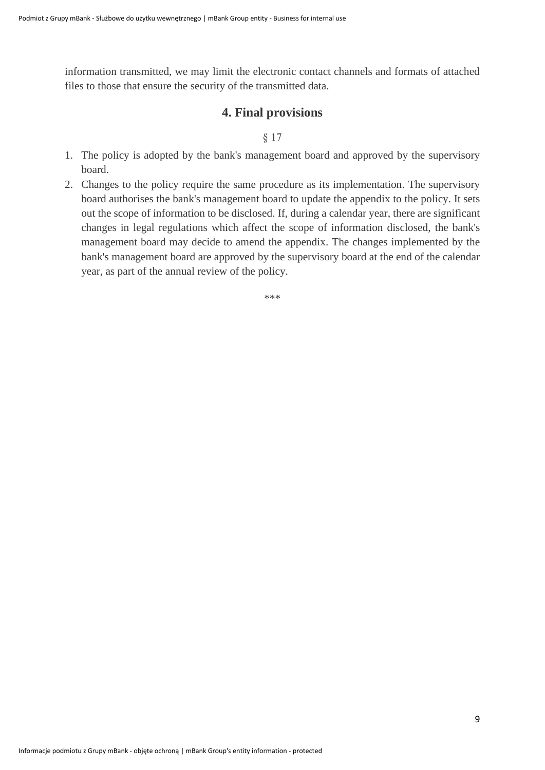information transmitted, we may limit the electronic contact channels and formats of attached files to those that ensure the security of the transmitted data.

## 4. Final provisions

§ 17

1. The policy is adopted by the bank's management board and approved by the supervisory board.
2. Changes to the policy require the same procedure as its implementation. The supervisory board authorises the bank's management board to update the appendix to the policy. It sets out the scope of information to be disclosed. If, during a calendar year, there are significant changes in legal regulations which affect the scope of information disclosed, the bank's management board may decide to amend the appendix. The changes implemented by the bank's management board are approved by the supervisory board at the end of the calendar year, as part of the annual review of the policy.

***